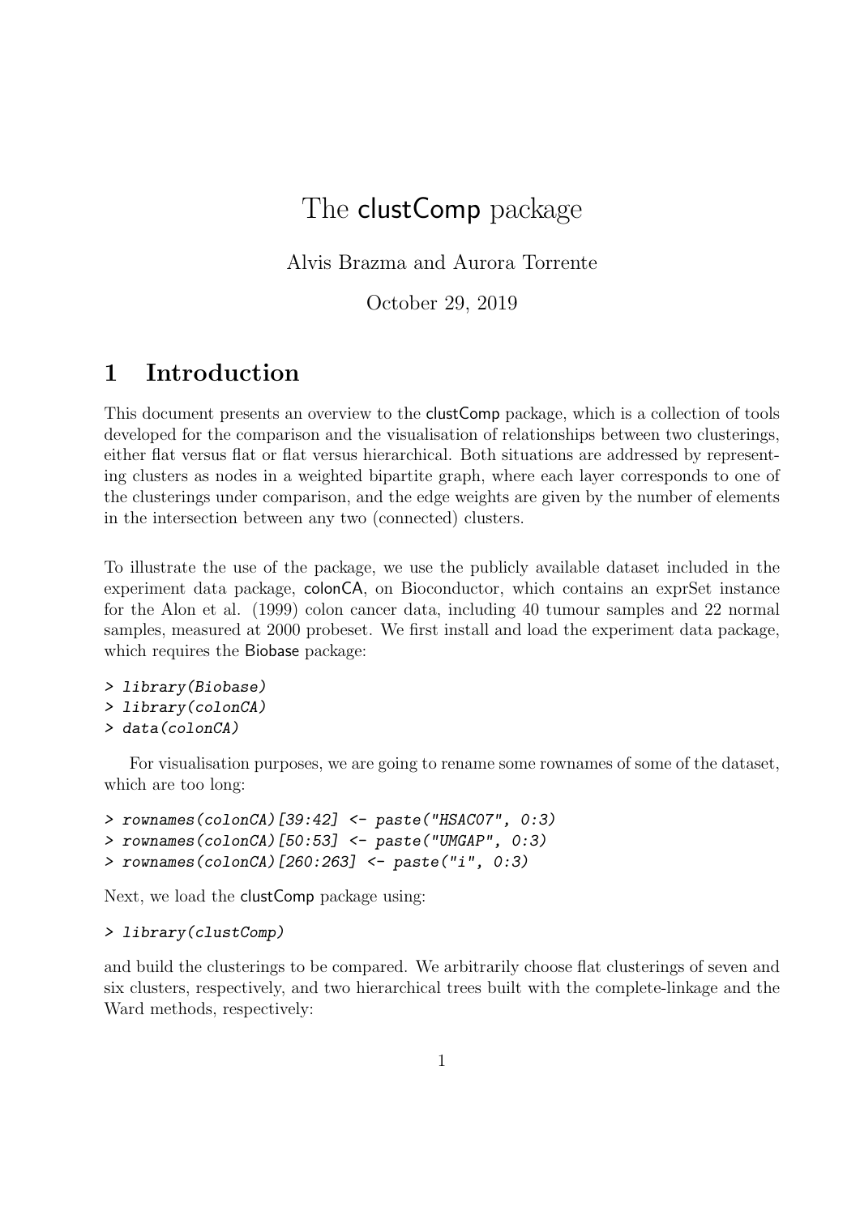# The clustComp package

Alvis Brazma and Aurora Torrente

October 29, 2019

## 1 Introduction

This document presents an overview to the clustComp package, which is a collection of tools developed for the comparison and the visualisation of relationships between two clusterings, either flat versus flat or flat versus hierarchical. Both situations are addressed by representing clusters as nodes in a weighted bipartite graph, where each layer corresponds to one of the clusterings under comparison, and the edge weights are given by the number of elements in the intersection between any two (connected) clusters.

To illustrate the use of the package, we use the publicly available dataset included in the experiment data package, colonCA, on Bioconductor, which contains an exprSet instance for the Alon et al. (1999) colon cancer data, including 40 tumour samples and 22 normal samples, measured at 2000 probeset. We first install and load the experiment data package, which requires the Biobase package:

```
> library(Biobase)
> library(colonCA)
> data(colonCA)
```

For visualisation purposes, we are going to rename some rownames of some of the dataset, which are too long:

```
> rownames(colonCA)[39:42] <- paste("HSAC07", 0:3)
> rownames(colonCA)[50:53] <- paste("UMGAP", 0:3)
> rownames(colonCA)[260:263] <- paste("i", 0:3)
```

Next, we load the clustComp package using:

```
> library(clustComp)
```

and build the clusterings to be compared. We arbitrarily choose flat clusterings of seven and six clusters, respectively, and two hierarchical trees built with the complete-linkage and the Ward methods, respectively: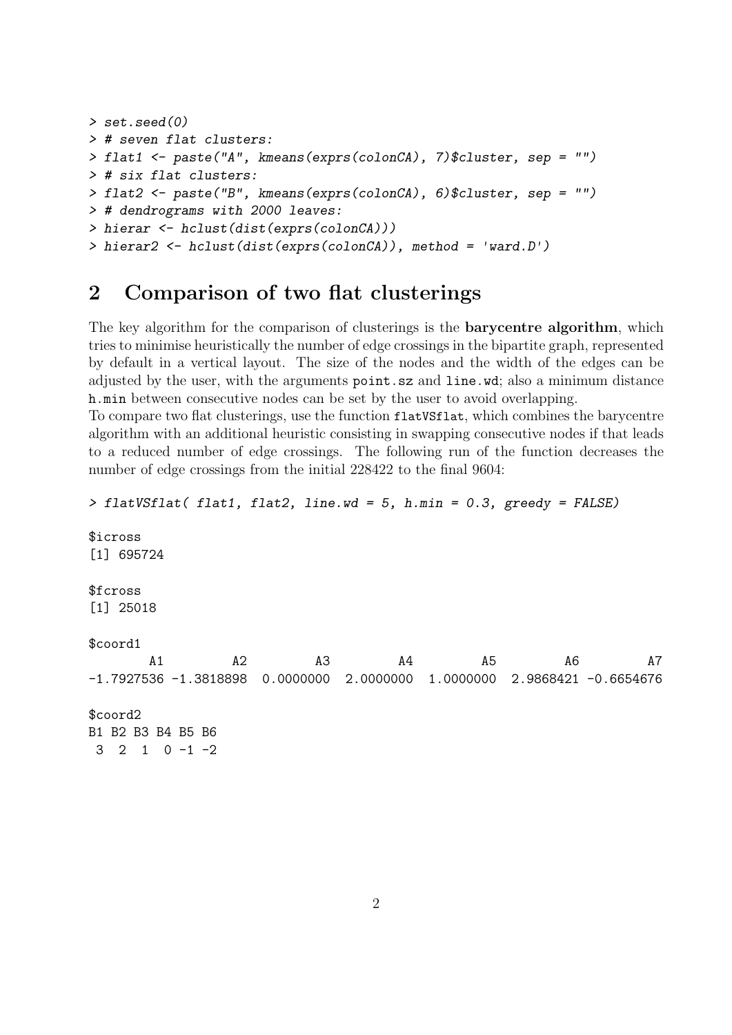```
> set.seed(0)
> # seven flat clusters:
> flat1 <- paste("A", kmeans(exprs(colonCA), 7)$cluster, sep = "")
> # six flat clusters:
> flat2 <- paste("B", kmeans(exprs(colonCA), 6)$cluster, sep = "")
> # dendrograms with 2000 leaves:
> hierar <- hclust(dist(exprs(colonCA)))
> hierar2 <- hclust(dist(exprs(colonCA)), method = 'ward.D')
```

## 2 Comparison of two flat clusterings

The key algorithm for the comparison of clusterings is the **barycentre algorithm**, which tries to minimise heuristically the number of edge crossings in the bipartite graph, represented by default in a vertical layout. The size of the nodes and the width of the edges can be adjusted by the user, with the arguments `point.sz` and `line.wd`; also a minimum distance `h.min` between consecutive nodes can be set by the user to avoid overlapping.
To compare two flat clusterings, use the function `flatVSflat`, which combines the barycentre algorithm with an additional heuristic consisting in swapping consecutive nodes if that leads to a reduced number of edge crossings. The following run of the function decreases the number of edge crossings from the initial 228422 to the final 9604:

```
> flatVSflat( flat1, flat2, line.wd = 5, h.min = 0.3, greedy = FALSE)

$icross
[1] 695724

$fcross
[1] 25018

$coord1
        A1         A2         A3         A4         A5         A6         A7
-1.7927536 -1.3818898  0.0000000  2.0000000  1.0000000  2.9868421 -0.6654676

$coord2
B1 B2 B3 B4 B5 B6
 3  2  1  0 -1 -2
```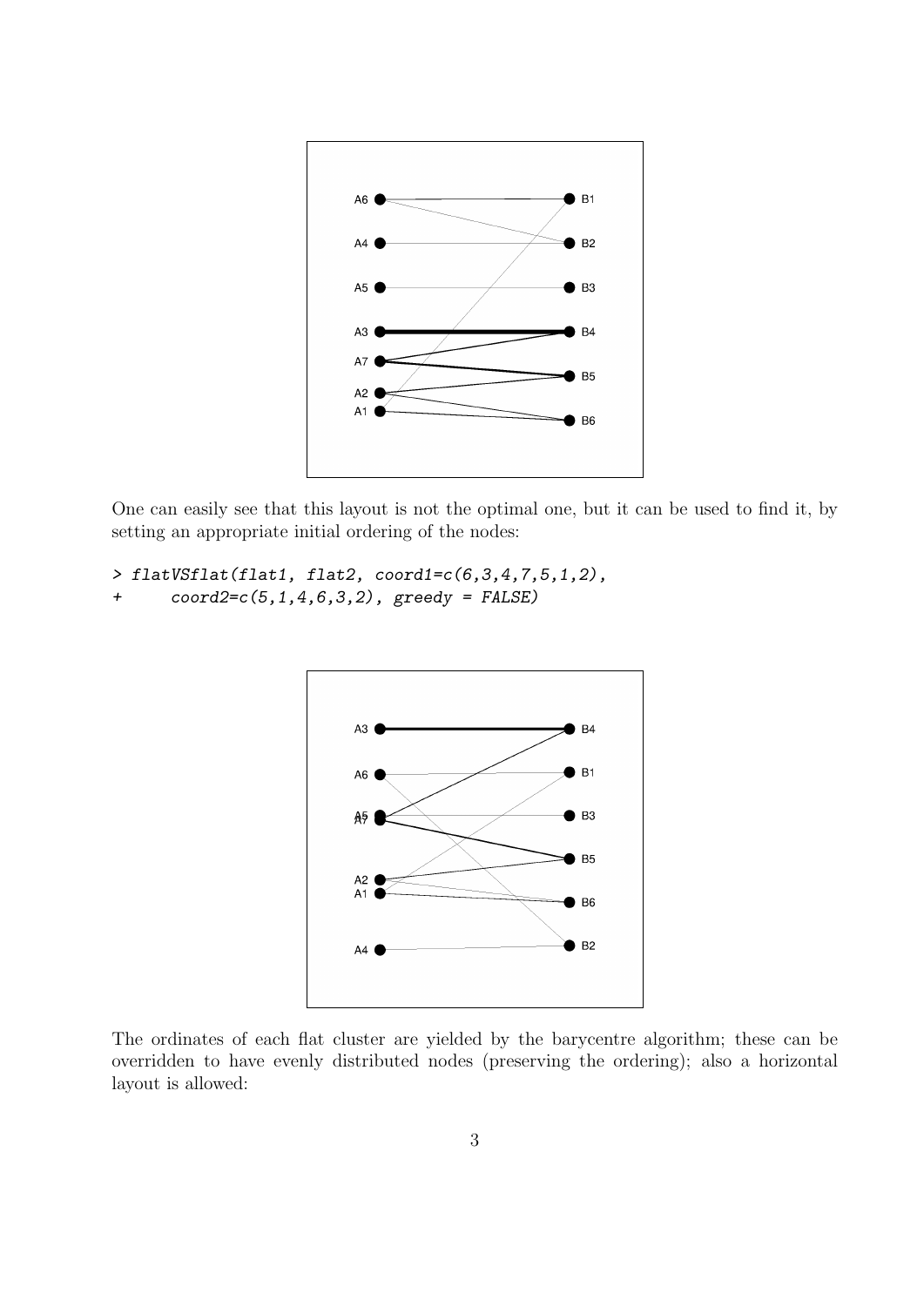One can easily see that this layout is not the optimal one, but it can be used to find it, by setting an appropriate initial ordering of the nodes:

```
> flatVSflat(flat1, flat2, coord1=c(6,3,4,7,5,1,2),
+      coord2=c(5,1,4,6,3,2), greedy = FALSE)
```

The ordinates of each flat cluster are yielded by the barycentre algorithm; these can be overridden to have evenly distributed nodes (preserving the ordering); also a horizontal layout is allowed: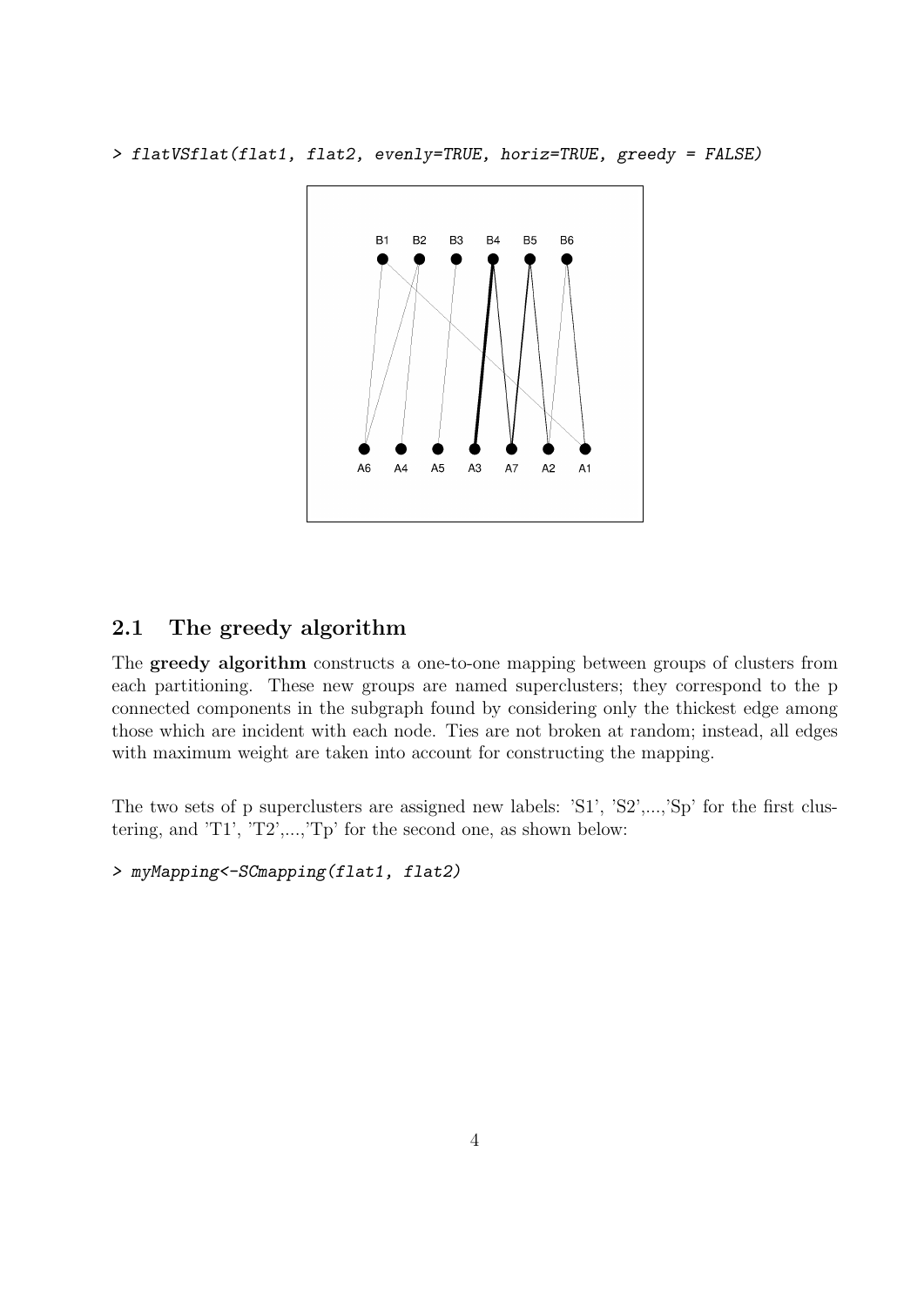```
> flatVSflat(flat1, flat2, evenly=TRUE, horiz=TRUE, greedy = FALSE)
```

## 2.1 The greedy algorithm

The **greedy algorithm** constructs a one-to-one mapping between groups of clusters from each partitioning. These new groups are named superclusters; they correspond to the p connected components in the subgraph found by considering only the thickest edge among those which are incident with each node. Ties are not broken at random; instead, all edges with maximum weight are taken into account for constructing the mapping.

The two sets of p superclusters are assigned new labels: 'S1', 'S2',...,'Sp' for the first clustering, and 'T1', 'T2',...,'Tp' for the second one, as shown below:

```
> myMapping<-SCmapping(flat1, flat2)
```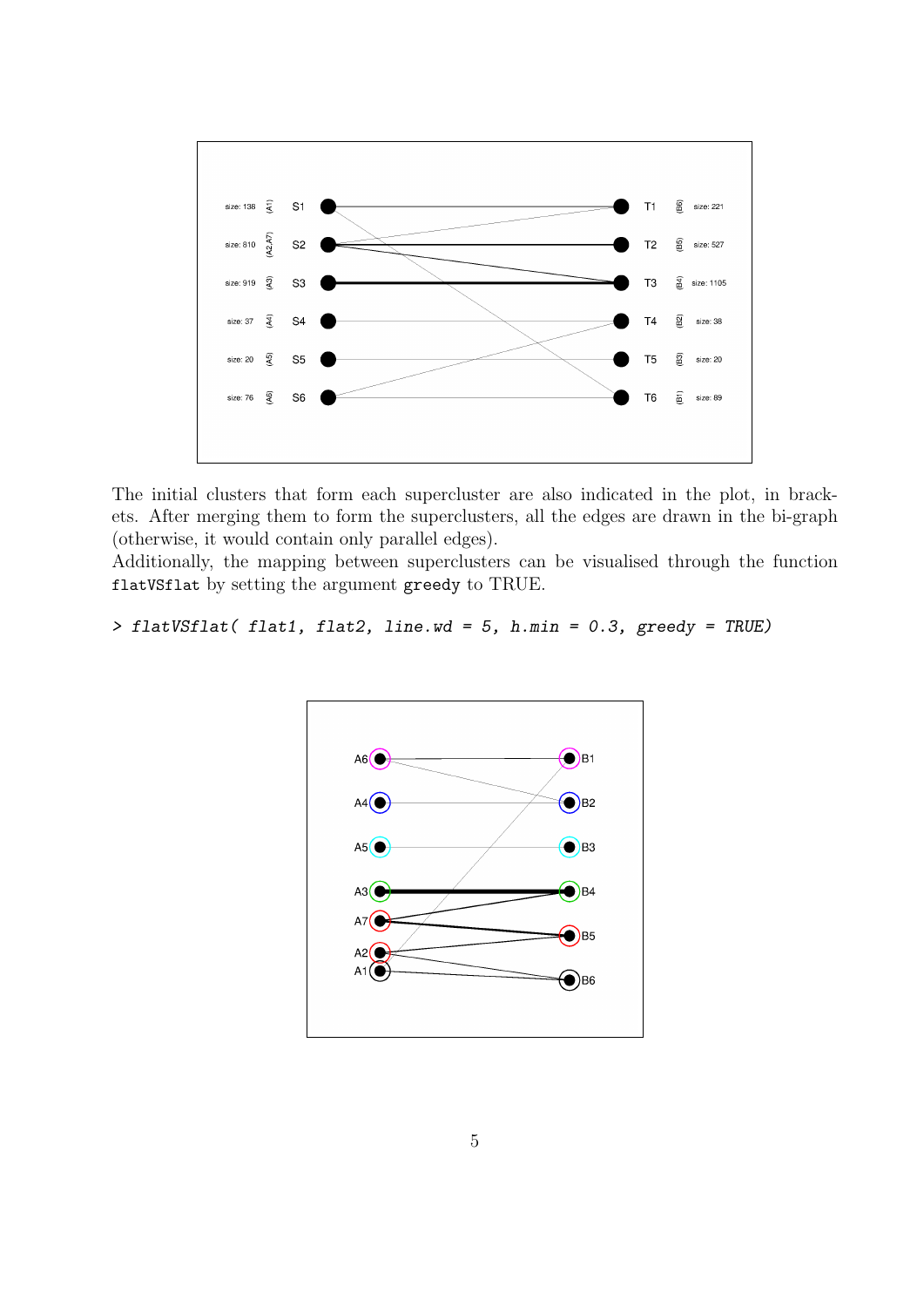The initial clusters that form each supercluster are also indicated in the plot, in brackets. After merging them to form the superclusters, all the edges are drawn in the bi-graph (otherwise, it would contain only parallel edges).
Additionally, the mapping between superclusters can be visualised through the function `flatVSflat` by setting the argument `greedy` to TRUE.

```
> flatVSflat( flat1, flat2, line.wd = 5, h.min = 0.3, greedy = TRUE)
```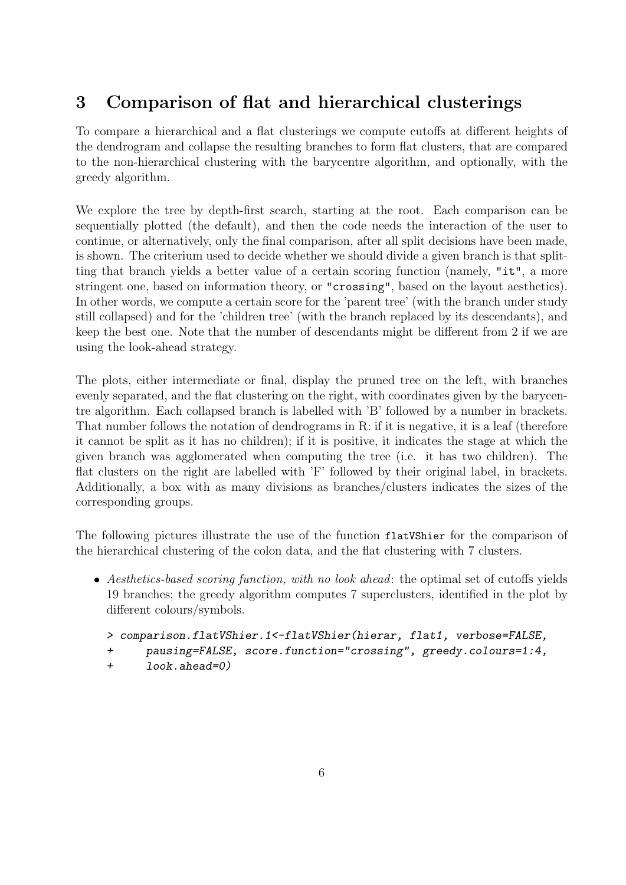## 3 Comparison of flat and hierarchical clusterings

To compare a hierarchical and a flat clusterings we compute cutoffs at different heights of the dendrogram and collapse the resulting branches to form flat clusters, that are compared to the non-hierarchical clustering with the barycentre algorithm, and optionally, with the greedy algorithm.

We explore the tree by depth-first search, starting at the root. Each comparison can be sequentially plotted (the default), and then the code needs the interaction of the user to continue, or alternatively, only the final comparison, after all split decisions have been made, is shown. The criterium used to decide whether we should divide a given branch is that splitting that branch yields a better value of a certain scoring function (namely, `"it"`, a more stringent one, based on information theory, or `"crossing"`, based on the layout aesthetics). In other words, we compute a certain score for the 'parent tree' (with the branch under study still collapsed) and for the 'children tree' (with the branch replaced by its descendants), and keep the best one. Note that the number of descendants might be different from 2 if we are using the look-ahead strategy.

The plots, either intermediate or final, display the pruned tree on the left, with branches evenly separated, and the flat clustering on the right, with coordinates given by the barycentre algorithm. Each collapsed branch is labelled with 'B' followed by a number in brackets. That number follows the notation of dendrograms in R: if it is negative, it is a leaf (therefore it cannot be split as it has no children); if it is positive, it indicates the stage at which the given branch was agglomerated when computing the tree (i.e. it has two children). The flat clusters on the right are labelled with 'F' followed by their original label, in brackets. Additionally, a box with as many divisions as branches/clusters indicates the sizes of the corresponding groups.

The following pictures illustrate the use of the function `flatVShier` for the comparison of the hierarchical clustering of the colon data, and the flat clustering with 7 clusters.

- *Aesthetics-based scoring function, with no look ahead*: the optimal set of cutoffs yields 19 branches; the greedy algorithm computes 7 superclusters, identified in the plot by different colours/symbols.

```
> comparison.flatVShier.1<-flatVShier(hierar, flat1, verbose=FALSE,
+     pausing=FALSE, score.function="crossing", greedy.colours=1:4,
+     look.ahead=0)
```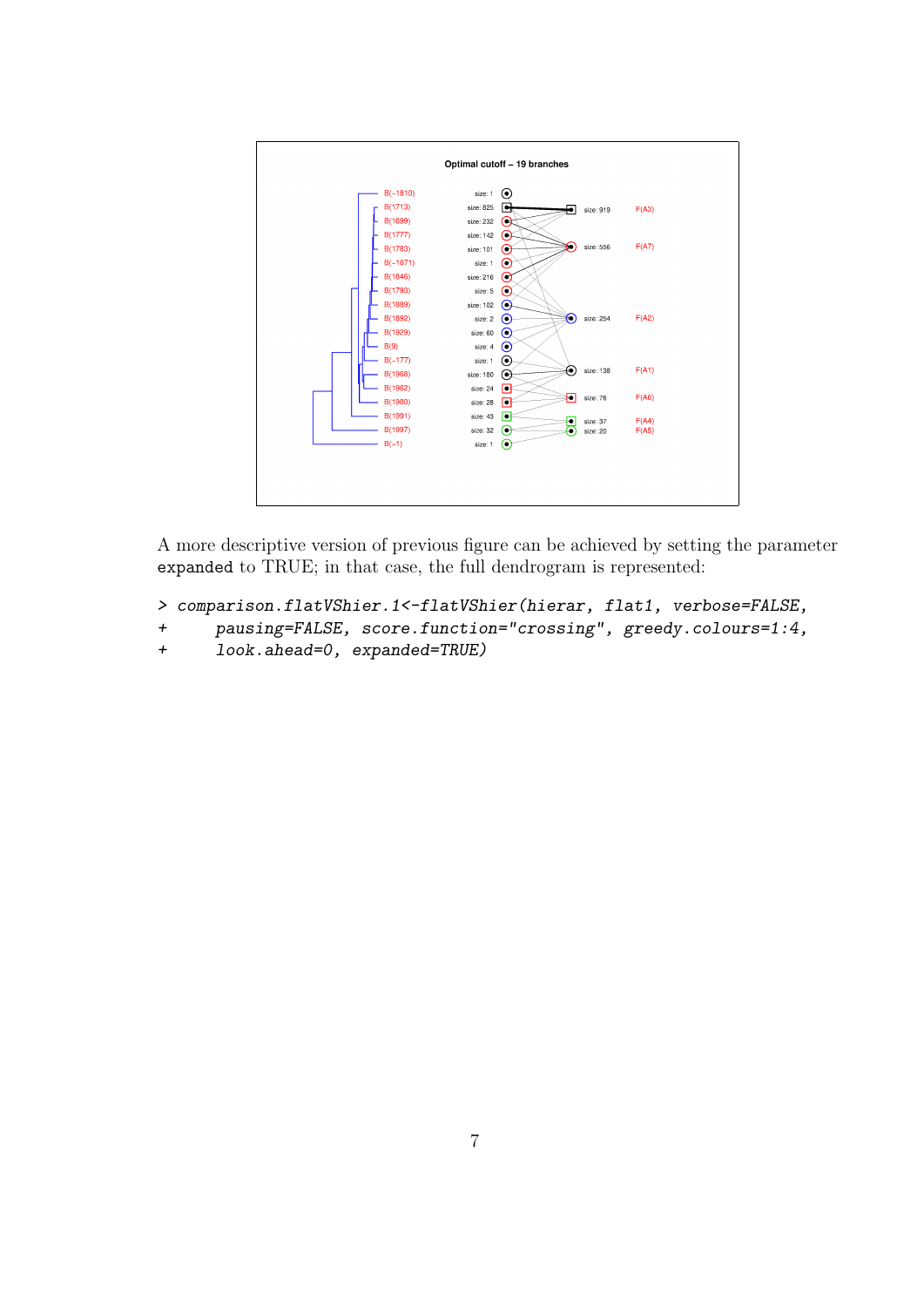A more descriptive version of previous figure can be achieved by setting the parameter expanded to TRUE; in that case, the full dendrogram is represented:

```
> comparison.flatVShier.1<-flatVShier(hierar, flat1, verbose=FALSE,
+      pausing=FALSE, score.function="crossing", greedy.colours=1:4,
+      look.ahead=0, expanded=TRUE)
```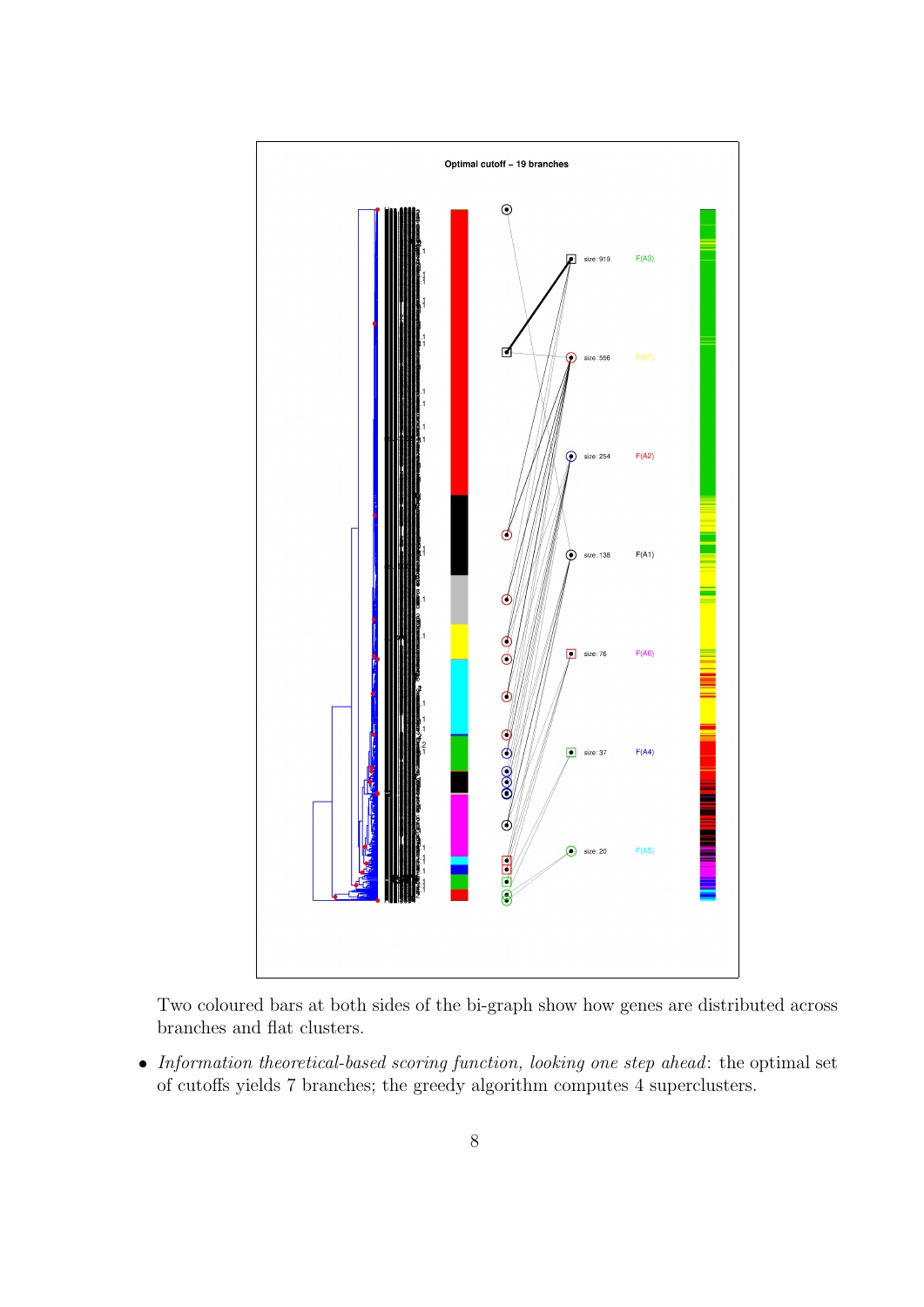Two coloured bars at both sides of the bi-graph show how genes are distributed across branches and flat clusters.

- *Information theoretical-based scoring function, looking one step ahead*: the optimal set of cutoffs yields 7 branches; the greedy algorithm computes 4 superclusters.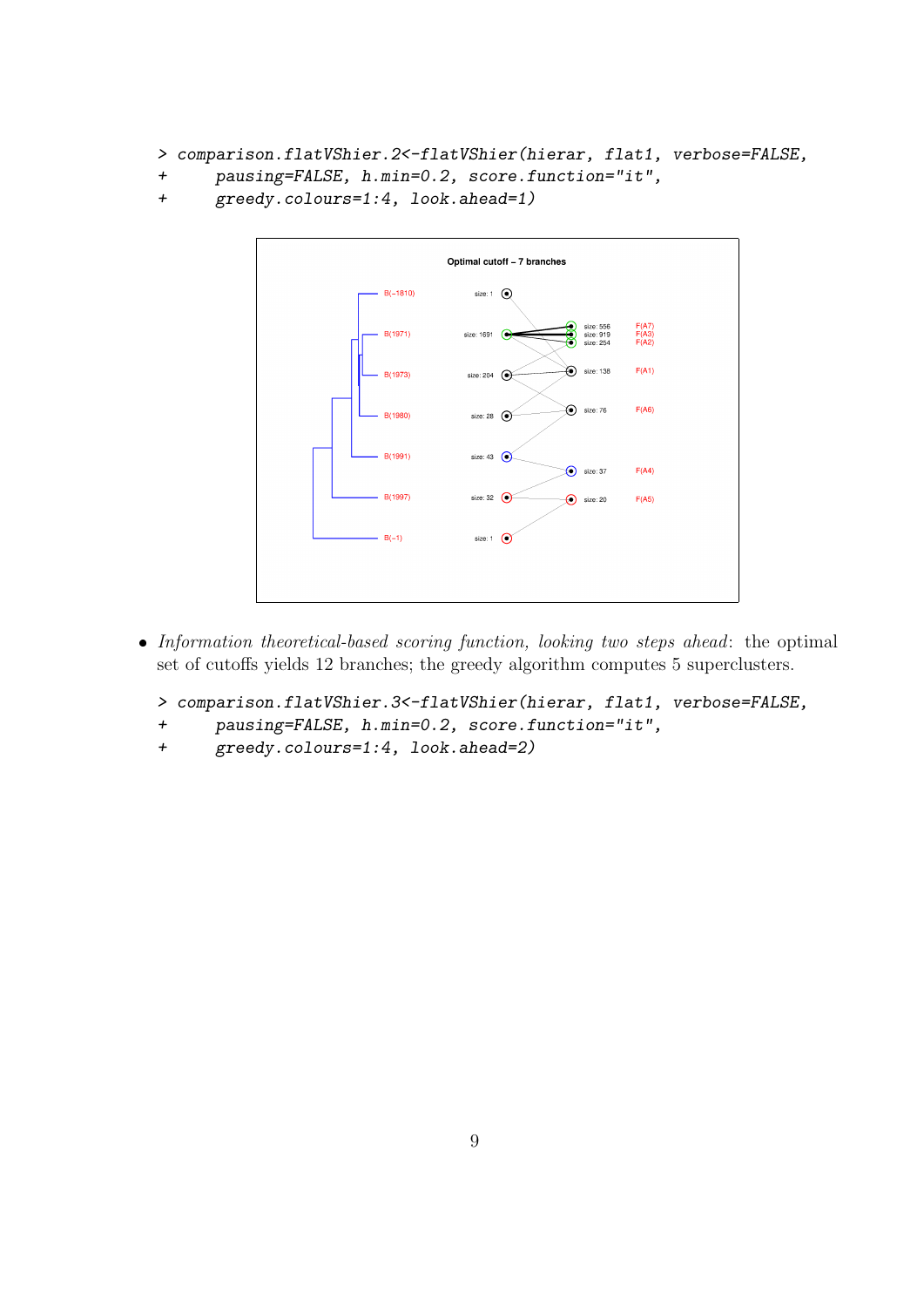```
> comparison.flatVShier.2<-flatVShier(hierar, flat1, verbose=FALSE,
+     pausing=FALSE, h.min=0.2, score.function="it",
+     greedy.colours=1:4, look.ahead=1)
```

- *Information theoretical-based scoring function, looking two steps ahead*: the optimal set of cutoffs yields 12 branches; the greedy algorithm computes 5 superclusters.

```
> comparison.flatVShier.3<-flatVShier(hierar, flat1, verbose=FALSE,
+     pausing=FALSE, h.min=0.2, score.function="it",
+     greedy.colours=1:4, look.ahead=2)
```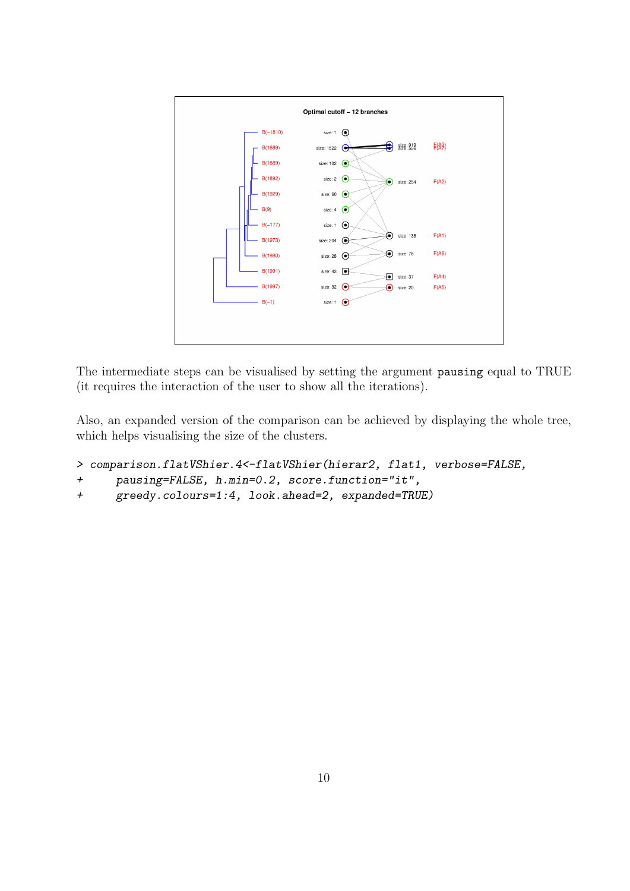The intermediate steps can be visualised by setting the argument `pausing` equal to TRUE (it requires the interaction of the user to show all the iterations).

Also, an expanded version of the comparison can be achieved by displaying the whole tree, which helps visualising the size of the clusters.

```
> comparison.flatVShier.4<-flatVShier(hierar2, flat1, verbose=FALSE,
+     pausing=FALSE, h.min=0.2, score.function="it",
+     greedy.colours=1:4, look.ahead=2, expanded=TRUE)
```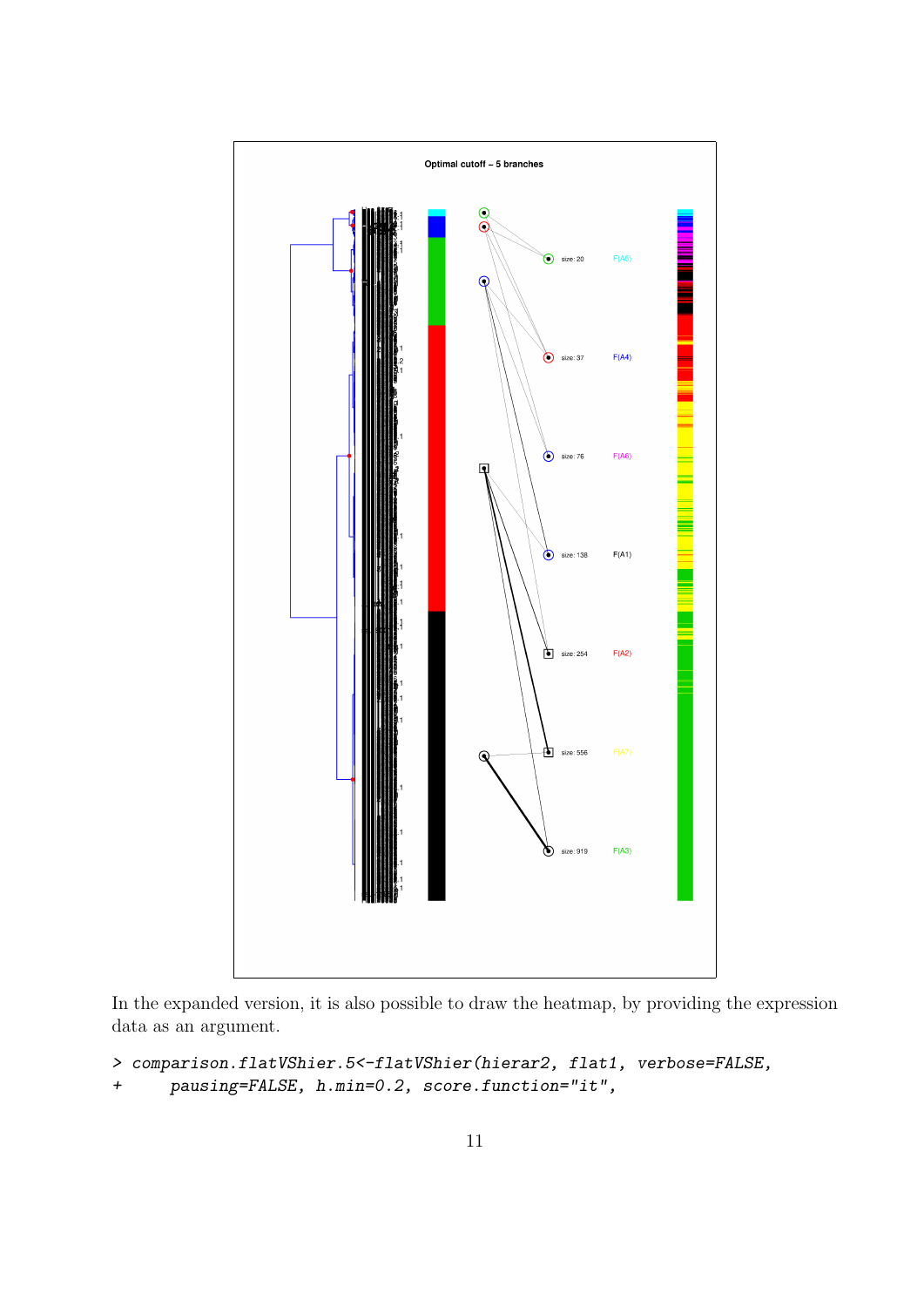In the expanded version, it is also possible to draw the heatmap, by providing the expression data as an argument.

```
> comparison.flatVShier.5<-flatVShier(hierar2, flat1, verbose=FALSE,
+     pausing=FALSE, h.min=0.2, score.function="it",
```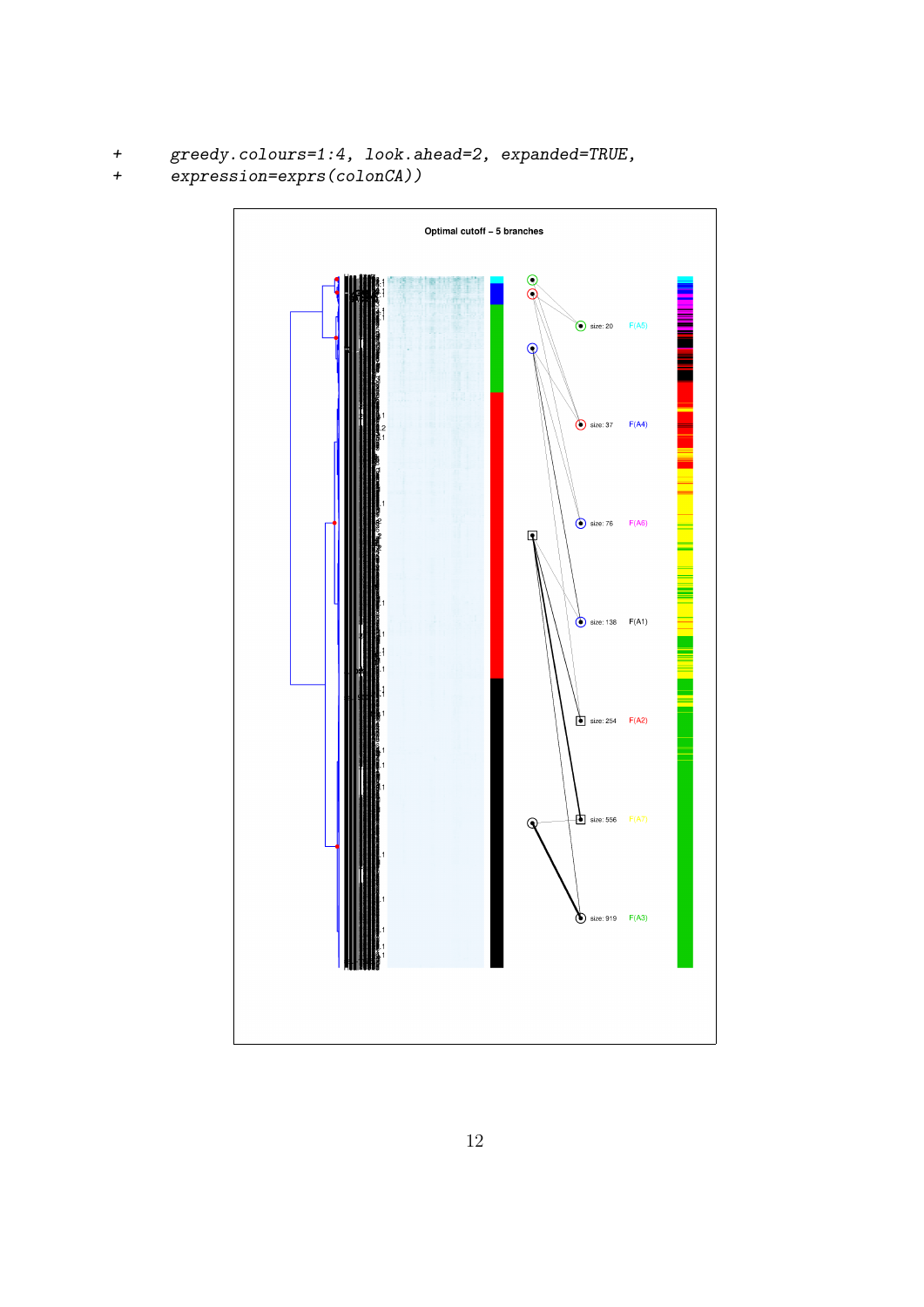```
+       greedy.colours=1:4, look.ahead=2, expanded=TRUE,
+       expression=exprs(colonCA))
```

Optimal cutoff – 5 branches

size: 20 F(A5)

size: 37 F(A4)

size: 76 F(A6)

size: 138 F(A1)

size: 254 F(A2)

size: 556 F(A7)

size: 919 F(A3)